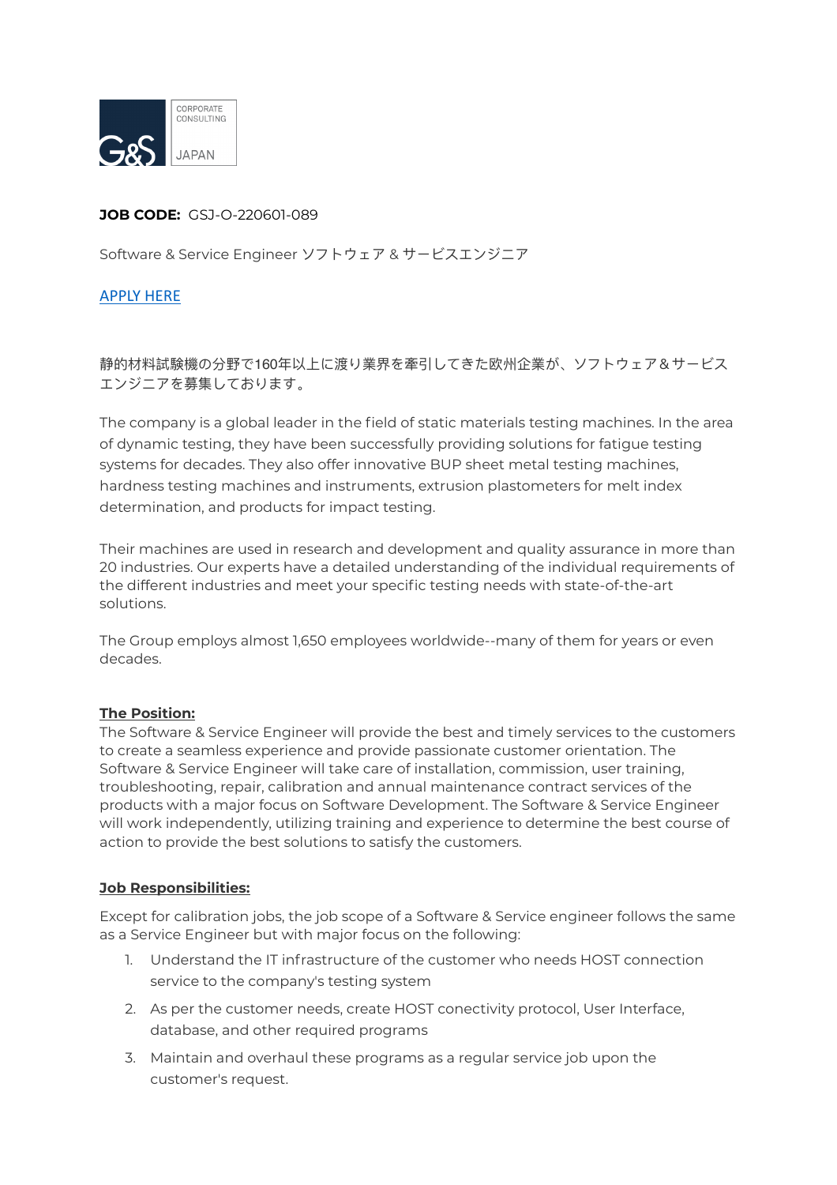CORPORATE CONSULTING

G&S JAPAN

**JOB CODE:** GSJ-O-220601-089

Software & Service Engineer ソフトウェア & サービスエンジニア

[APPLY HERE]

静的材料試験機の分野で160年以上に渡り業界を牽引してきた欧州企業が、ソフトウェア&サービスエンジニアを募集しております。

The company is a global leader in the field of static materials testing machines. In the area of dynamic testing, they have been successfully providing solutions for fatigue testing systems for decades. They also offer innovative BUP sheet metal testing machines, hardness testing machines and instruments, extrusion plastometers for melt index determination, and products for impact testing.

Their machines are used in research and development and quality assurance in more than 20 industries. Our experts have a detailed understanding of the individual requirements of the different industries and meet your specific testing needs with state-of-the-art solutions.

The Group employs almost 1,650 employees worldwide--many of them for years or even decades.

**The Position:**

The Software & Service Engineer will provide the best and timely services to the customers to create a seamless experience and provide passionate customer orientation. The Software & Service Engineer will take care of installation, commission, user training, troubleshooting, repair, calibration and annual maintenance contract services of the products with a major focus on Software Development. The Software & Service Engineer will work independently, utilizing training and experience to determine the best course of action to provide the best solutions to satisfy the customers.

**Job Responsibilities:**

Except for calibration jobs, the job scope of a Software & Service engineer follows the same as a Service Engineer but with major focus on the following:

1. Understand the IT infrastructure of the customer who needs HOST connection service to the company's testing system
2. As per the customer needs, create HOST conectivity protocol, User Interface, database, and other required programs
3. Maintain and overhaul these programs as a regular service job upon the customer's request.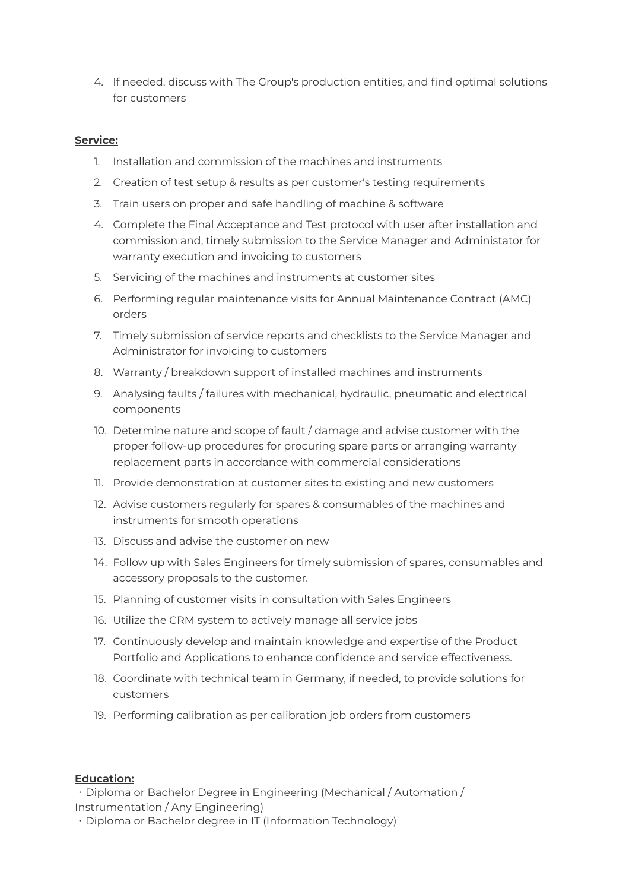4. If needed, discuss with The Group's production entities, and find optimal solutions for customers

**Service:**

1. Installation and commission of the machines and instruments
2. Creation of test setup & results as per customer's testing requirements
3. Train users on proper and safe handling of machine & software
4. Complete the Final Acceptance and Test protocol with user after installation and commission and, timely submission to the Service Manager and Administator for warranty execution and invoicing to customers
5. Servicing of the machines and instruments at customer sites
6. Performing regular maintenance visits for Annual Maintenance Contract (AMC) orders
7. Timely submission of service reports and checklists to the Service Manager and Administrator for invoicing to customers
8. Warranty / breakdown support of installed machines and instruments
9. Analysing faults / failures with mechanical, hydraulic, pneumatic and electrical components
10. Determine nature and scope of fault / damage and advise customer with the proper follow-up procedures for procuring spare parts or arranging warranty replacement parts in accordance with commercial considerations
11. Provide demonstration at customer sites to existing and new customers
12. Advise customers regularly for spares & consumables of the machines and instruments for smooth operations
13. Discuss and advise the customer on new
14. Follow up with Sales Engineers for timely submission of spares, consumables and accessory proposals to the customer.
15. Planning of customer visits in consultation with Sales Engineers
16. Utilize the CRM system to actively manage all service jobs
17. Continuously develop and maintain knowledge and expertise of the Product Portfolio and Applications to enhance confidence and service effectiveness.
18. Coordinate with technical team in Germany, if needed, to provide solutions for customers
19. Performing calibration as per calibration job orders from customers

**Education:**

・Diploma or Bachelor Degree in Engineering (Mechanical / Automation / Instrumentation / Any Engineering)
・Diploma or Bachelor degree in IT (Information Technology)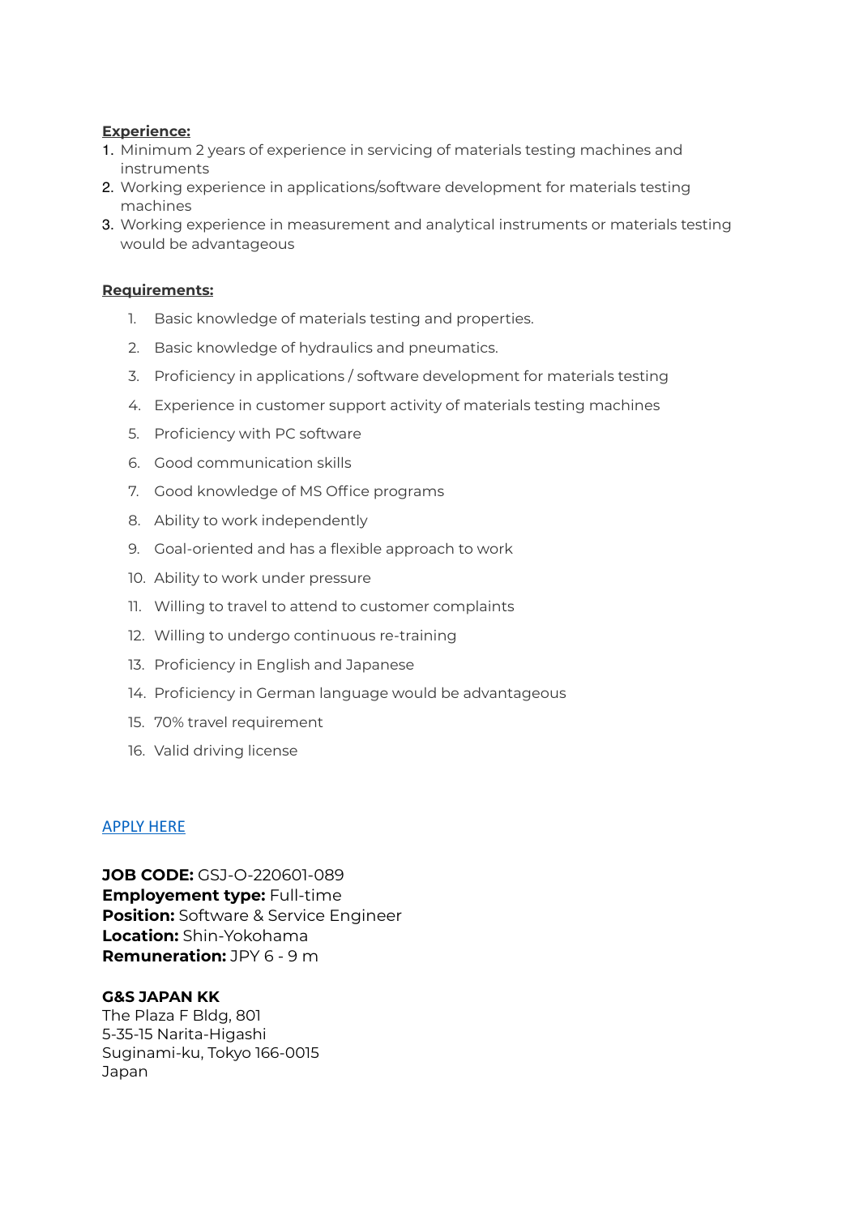**Experience:**

1. Minimum 2 years of experience in servicing of materials testing machines and instruments
2. Working experience in applications/software development for materials testing machines
3. Working experience in measurement and analytical instruments or materials testing would be advantageous

**Requirements:**

1. Basic knowledge of materials testing and properties.
2. Basic knowledge of hydraulics and pneumatics.
3. Proficiency in applications / software development for materials testing
4. Experience in customer support activity of materials testing machines
5. Proficiency with PC software
6. Good communication skills
7. Good knowledge of MS Office programs
8. Ability to work independently
9. Goal-oriented and has a flexible approach to work
10. Ability to work under pressure
11. Willing to travel to attend to customer complaints
12. Willing to undergo continuous re-training
13. Proficiency in English and Japanese
14. Proficiency in German language would be advantageous
15. 70% travel requirement
16. Valid driving license

APPLY HERE

**JOB CODE:** GSJ-O-220601-089
**Employement type:** Full-time
**Position:** Software & Service Engineer
**Location:** Shin-Yokohama
**Remuneration:** JPY 6 - 9 m

**G&S JAPAN KK**
The Plaza F Bldg, 801
5-35-15 Narita-Higashi
Suginami-ku, Tokyo 166-0015
Japan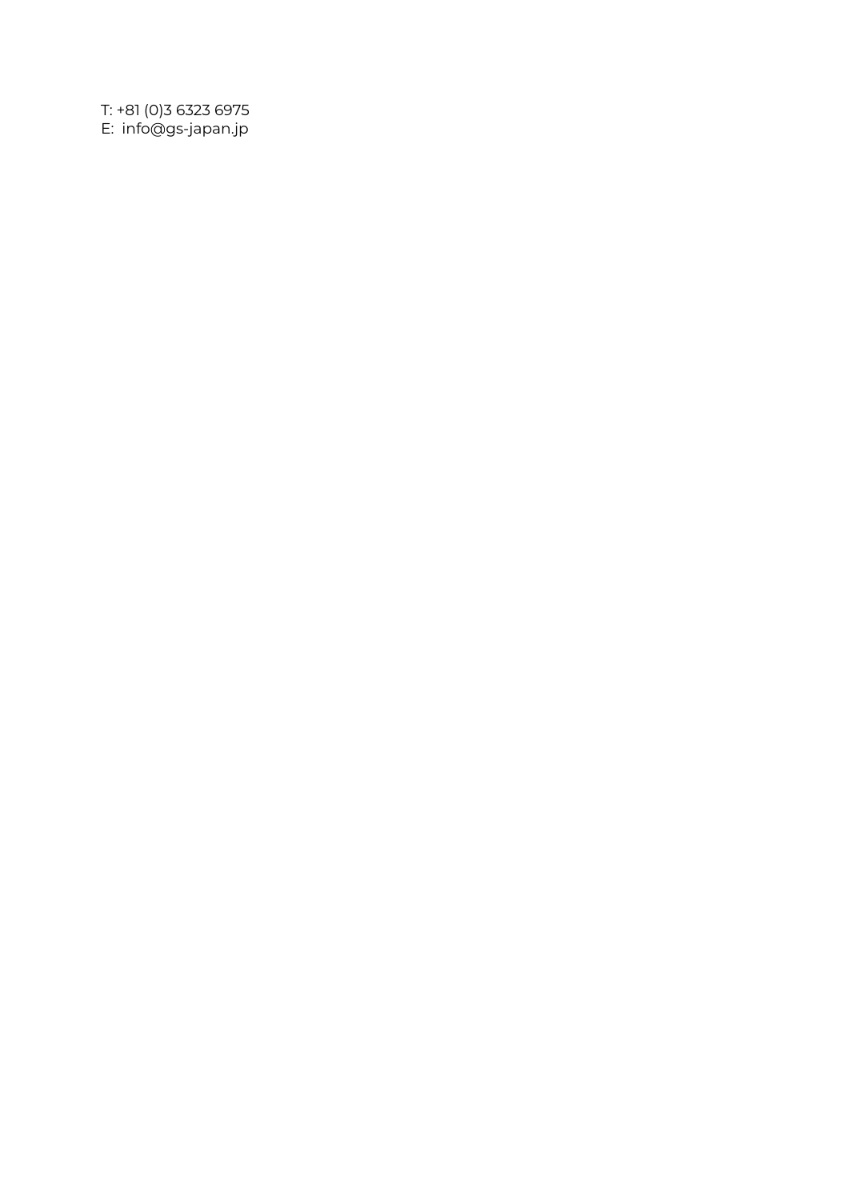T: +81 (0)3 6323 6975
E: info@gs-japan.jp